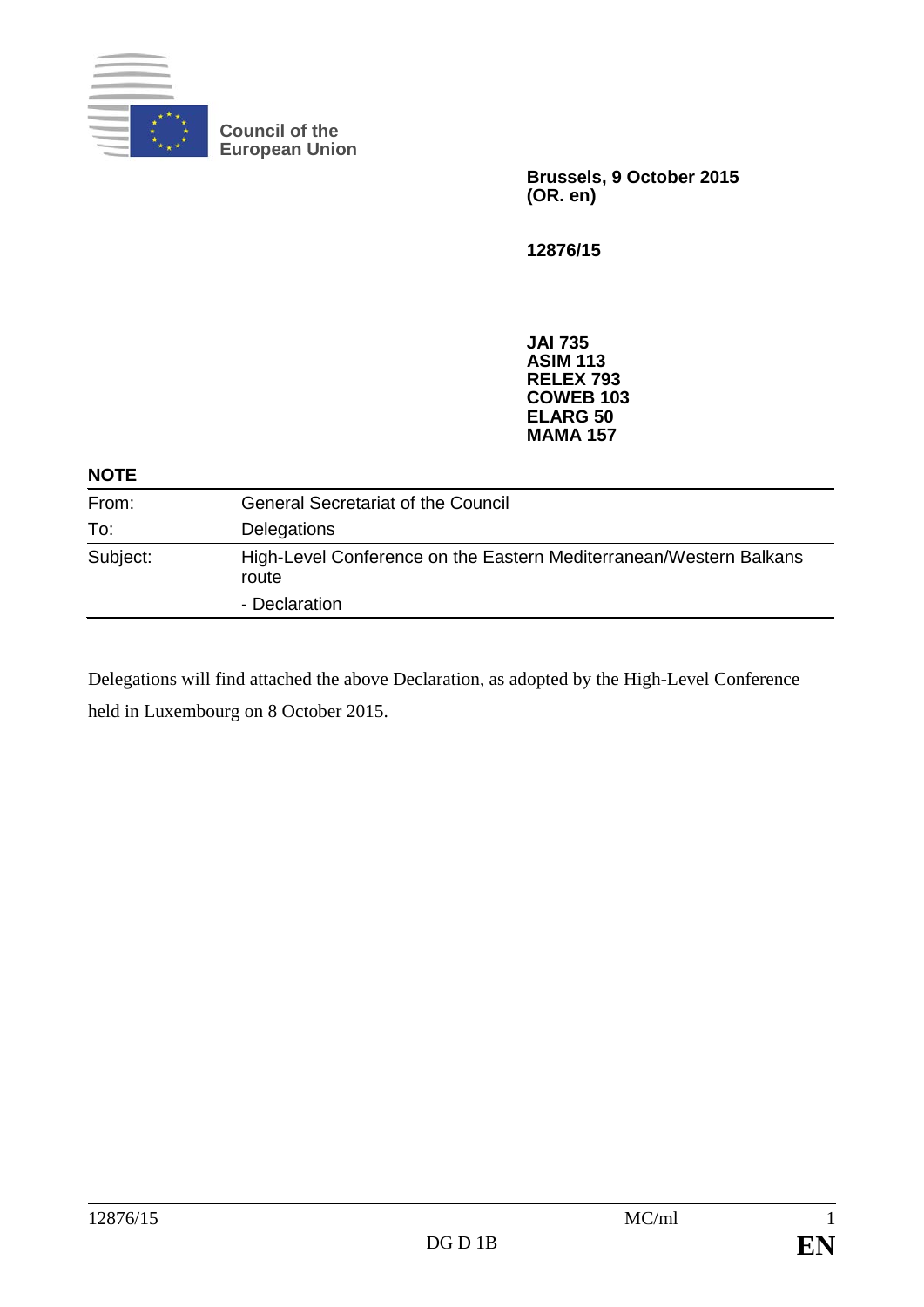**Council of the European Union**

**Brussels, 9 October 2015**
**(OR. en)**

**12876/15**

**JAI 735**
**ASIM 113**
**RELEX 793**
**COWEB 103**
**ELARG 50**
**MAMA 157**

**NOTE**

| | |
|---|---|
| From: | General Secretariat of the Council |
| To: | Delegations |
| Subject: | High-Level Conference on the Eastern Mediterranean/Western Balkans route<br>- Declaration |

Delegations will find attached the above Declaration, as adopted by the High-Level Conference held in Luxembourg on 8 October 2015.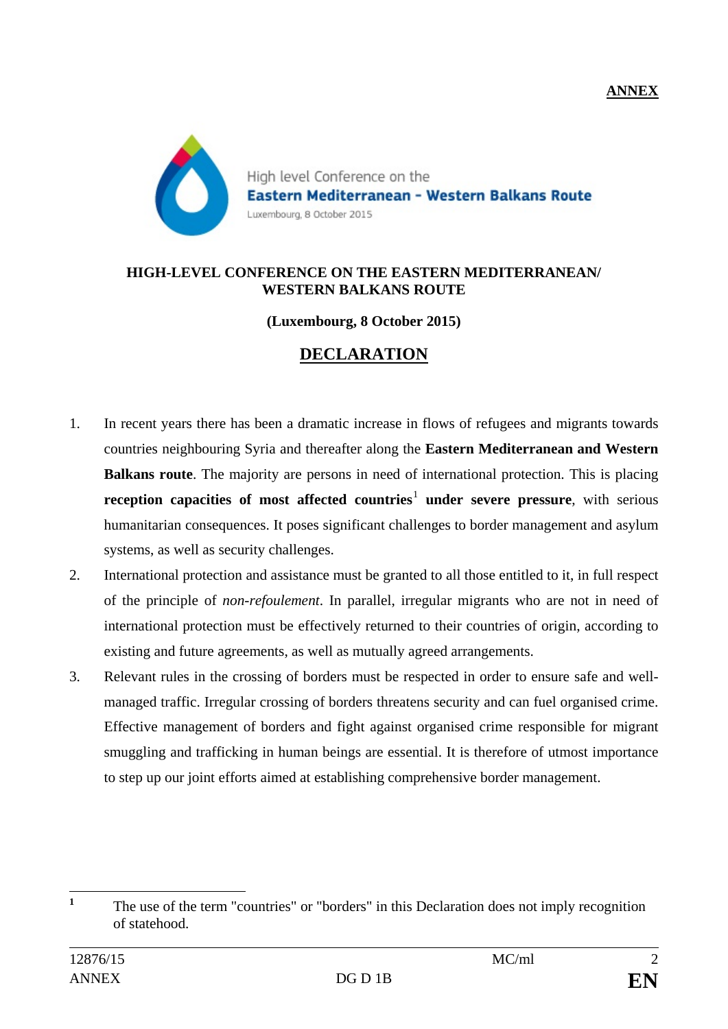**ANNEX**

High level Conference on the
**Eastern Mediterranean - Western Balkans Route**
Luxembourg, 8 October 2015

## HIGH-LEVEL CONFERENCE ON THE EASTERN MEDITERRANEAN/ WESTERN BALKANS ROUTE

**(Luxembourg, 8 October 2015)**

## DECLARATION

1. In recent years there has been a dramatic increase in flows of refugees and migrants towards countries neighbouring Syria and thereafter along the **Eastern Mediterranean and Western Balkans route**. The majority are persons in need of international protection. This is placing **reception capacities of most affected countries**[1] **under severe pressure**, with serious humanitarian consequences. It poses significant challenges to border management and asylum systems, as well as security challenges.
2. International protection and assistance must be granted to all those entitled to it, in full respect of the principle of *non-refoulement*. In parallel, irregular migrants who are not in need of international protection must be effectively returned to their countries of origin, according to existing and future agreements, as well as mutually agreed arrangements.
3. Relevant rules in the crossing of borders must be respected in order to ensure safe and well-managed traffic. Irregular crossing of borders threatens security and can fuel organised crime. Effective management of borders and fight against organised crime responsible for migrant smuggling and trafficking in human beings are essential. It is therefore of utmost importance to step up our joint efforts aimed at establishing comprehensive border management.

---

[1] The use of the term "countries" or "borders" in this Declaration does not imply recognition of statehood.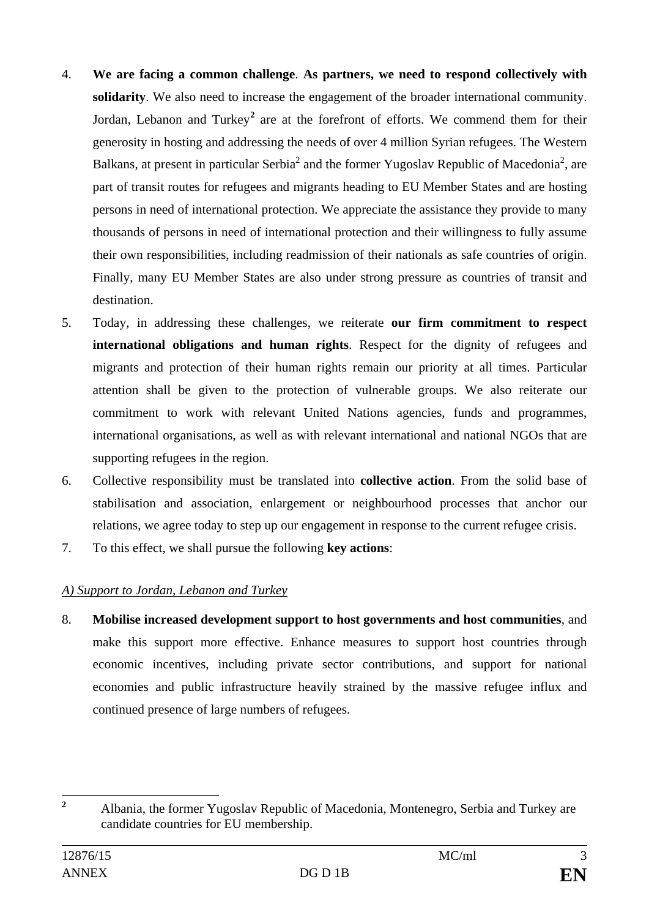4. **We are facing a common challenge**. **As partners, we need to respond collectively with solidarity**. We also need to increase the engagement of the broader international community. Jordan, Lebanon and Turkey[2] are at the forefront of efforts. We commend them for their generosity in hosting and addressing the needs of over 4 million Syrian refugees. The Western Balkans, at present in particular Serbia[2] and the former Yugoslav Republic of Macedonia[2], are part of transit routes for refugees and migrants heading to EU Member States and are hosting persons in need of international protection. We appreciate the assistance they provide to many thousands of persons in need of international protection and their willingness to fully assume their own responsibilities, including readmission of their nationals as safe countries of origin. Finally, many EU Member States are also under strong pressure as countries of transit and destination.

5. Today, in addressing these challenges, we reiterate **our firm commitment to respect international obligations and human rights**. Respect for the dignity of refugees and migrants and protection of their human rights remain our priority at all times. Particular attention shall be given to the protection of vulnerable groups. We also reiterate our commitment to work with relevant United Nations agencies, funds and programmes, international organisations, as well as with relevant international and national NGOs that are supporting refugees in the region.

6. Collective responsibility must be translated into **collective action**. From the solid base of stabilisation and association, enlargement or neighbourhood processes that anchor our relations, we agree today to step up our engagement in response to the current refugee crisis.

7. To this effect, we shall pursue the following **key actions**:

*A) Support to Jordan, Lebanon and Turkey*

8. **Mobilise increased development support to host governments and host communities**, and make this support more effective. Enhance measures to support host countries through economic incentives, including private sector contributions, and support for national economies and public infrastructure heavily strained by the massive refugee influx and continued presence of large numbers of refugees.

---

[2] Albania, the former Yugoslav Republic of Macedonia, Montenegro, Serbia and Turkey are candidate countries for EU membership.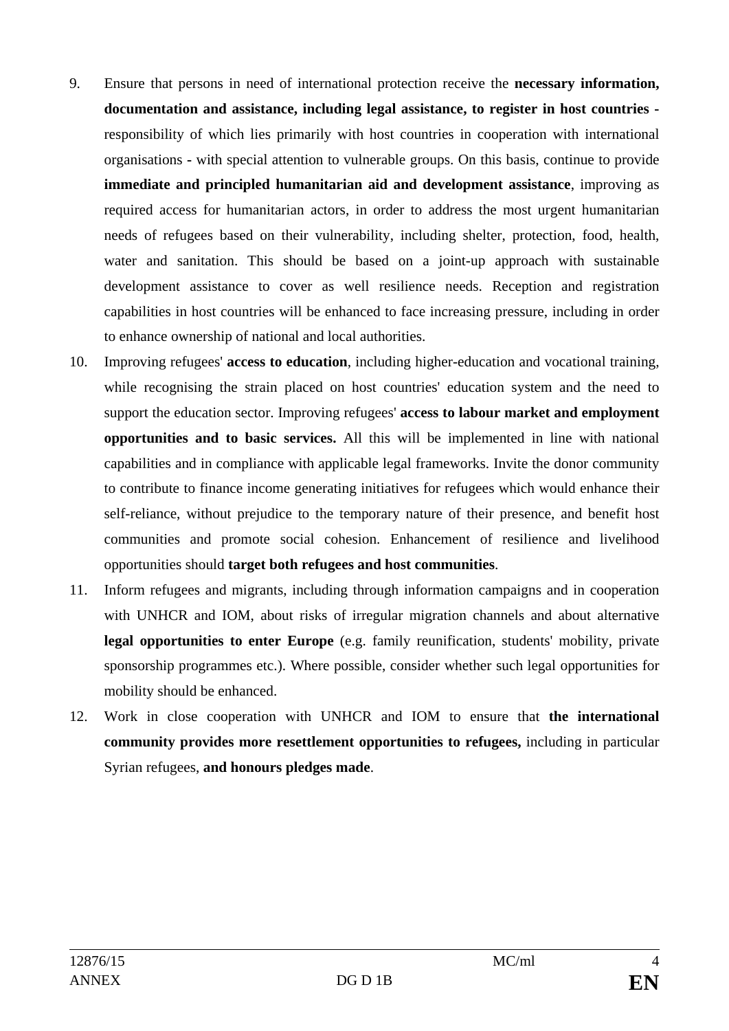9. Ensure that persons in need of international protection receive the **necessary information, documentation and assistance, including legal assistance, to register in host countries -** responsibility of which lies primarily with host countries in cooperation with international organisations - with special attention to vulnerable groups. On this basis, continue to provide **immediate and principled humanitarian aid and development assistance**, improving as required access for humanitarian actors, in order to address the most urgent humanitarian needs of refugees based on their vulnerability, including shelter, protection, food, health, water and sanitation. This should be based on a joint-up approach with sustainable development assistance to cover as well resilience needs. Reception and registration capabilities in host countries will be enhanced to face increasing pressure, including in order to enhance ownership of national and local authorities.

10. Improving refugees' **access to education**, including higher-education and vocational training, while recognising the strain placed on host countries' education system and the need to support the education sector. Improving refugees' **access to labour market and employment opportunities and to basic services.** All this will be implemented in line with national capabilities and in compliance with applicable legal frameworks. Invite the donor community to contribute to finance income generating initiatives for refugees which would enhance their self-reliance, without prejudice to the temporary nature of their presence, and benefit host communities and promote social cohesion. Enhancement of resilience and livelihood opportunities should **target both refugees and host communities**.

11. Inform refugees and migrants, including through information campaigns and in cooperation with UNHCR and IOM, about risks of irregular migration channels and about alternative **legal opportunities to enter Europe** (e.g. family reunification, students' mobility, private sponsorship programmes etc.). Where possible, consider whether such legal opportunities for mobility should be enhanced.

12. Work in close cooperation with UNHCR and IOM to ensure that **the international community provides more resettlement opportunities to refugees,** including in particular Syrian refugees, **and honours pledges made**.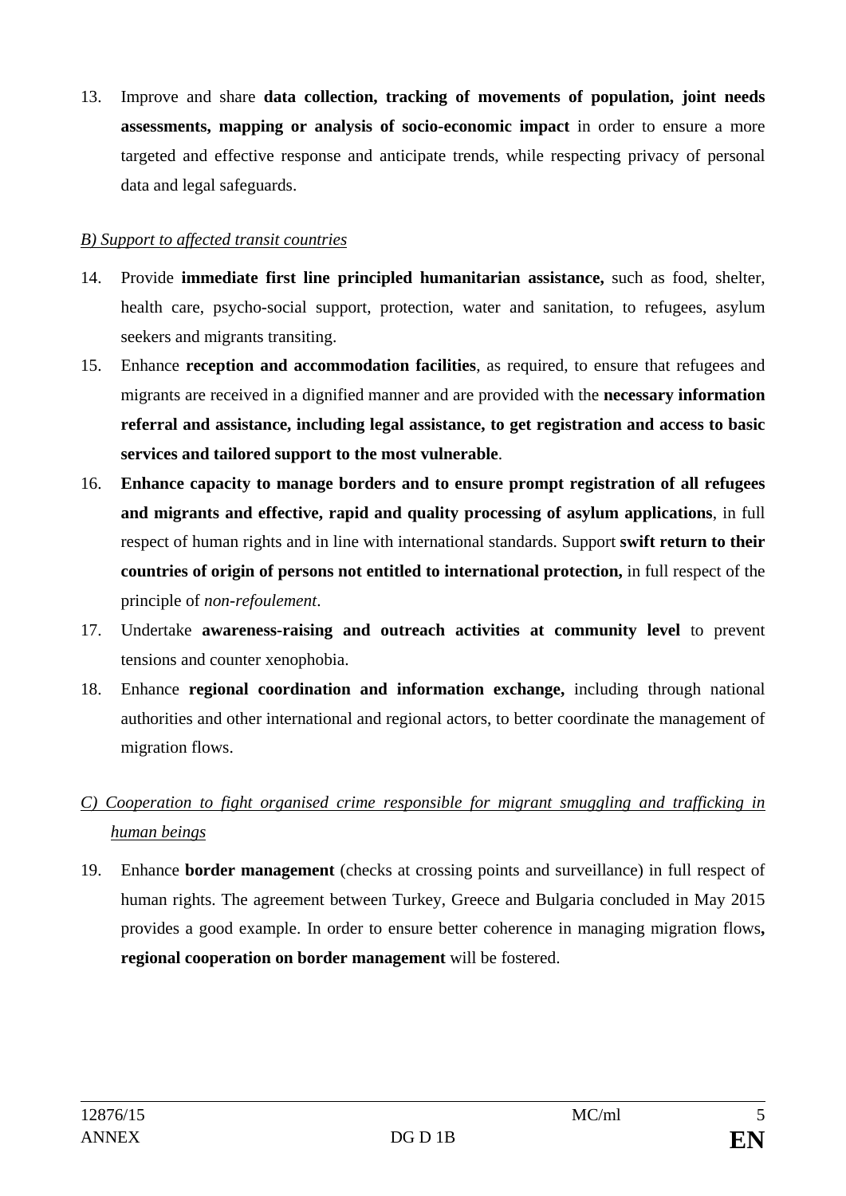13. Improve and share **data collection, tracking of movements of population, joint needs assessments, mapping or analysis of socio-economic impact** in order to ensure a more targeted and effective response and anticipate trends, while respecting privacy of personal data and legal safeguards.

*B) Support to affected transit countries*

14. Provide **immediate first line principled humanitarian assistance,** such as food, shelter, health care, psycho-social support, protection, water and sanitation, to refugees, asylum seekers and migrants transiting.
15. Enhance **reception and accommodation facilities**, as required, to ensure that refugees and migrants are received in a dignified manner and are provided with the **necessary information referral and assistance, including legal assistance, to get registration and access to basic services and tailored support to the most vulnerable**.
16. **Enhance capacity to manage borders and to ensure prompt registration of all refugees and migrants and effective, rapid and quality processing of asylum applications**, in full respect of human rights and in line with international standards. Support **swift return to their countries of origin of persons not entitled to international protection,** in full respect of the principle of *non-refoulement*.
17. Undertake **awareness-raising and outreach activities at community level** to prevent tensions and counter xenophobia.
18. Enhance **regional coordination and information exchange,** including through national authorities and other international and regional actors, to better coordinate the management of migration flows.

*C) Cooperation to fight organised crime responsible for migrant smuggling and trafficking in human beings*

19. Enhance **border management** (checks at crossing points and surveillance) in full respect of human rights. The agreement between Turkey, Greece and Bulgaria concluded in May 2015 provides a good example. In order to ensure better coherence in managing migration flows**, regional cooperation on border management** will be fostered.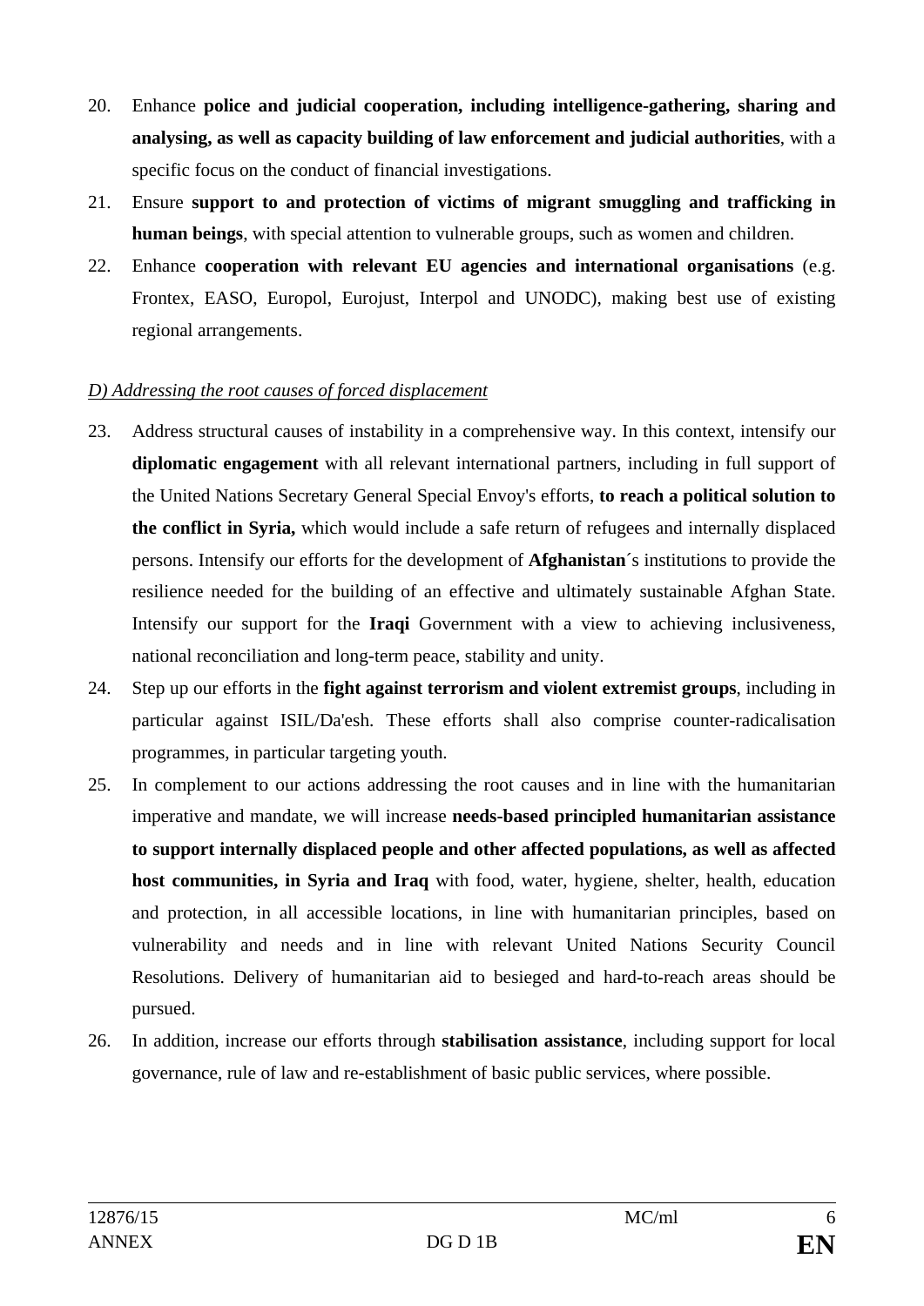20. Enhance **police and judicial cooperation, including intelligence-gathering, sharing and analysing, as well as capacity building of law enforcement and judicial authorities**, with a specific focus on the conduct of financial investigations.
21. Ensure **support to and protection of victims of migrant smuggling and trafficking in human beings**, with special attention to vulnerable groups, such as women and children.
22. Enhance **cooperation with relevant EU agencies and international organisations** (e.g. Frontex, EASO, Europol, Eurojust, Interpol and UNODC), making best use of existing regional arrangements.

*D) Addressing the root causes of forced displacement*

23. Address structural causes of instability in a comprehensive way. In this context, intensify our **diplomatic engagement** with all relevant international partners, including in full support of the United Nations Secretary General Special Envoy's efforts, **to reach a political solution to the conflict in Syria,** which would include a safe return of refugees and internally displaced persons. Intensify our efforts for the development of **Afghanistan**´s institutions to provide the resilience needed for the building of an effective and ultimately sustainable Afghan State. Intensify our support for the **Iraqi** Government with a view to achieving inclusiveness, national reconciliation and long-term peace, stability and unity.
24. Step up our efforts in the **fight against terrorism and violent extremist groups**, including in particular against ISIL/Da'esh. These efforts shall also comprise counter-radicalisation programmes, in particular targeting youth.
25. In complement to our actions addressing the root causes and in line with the humanitarian imperative and mandate, we will increase **needs-based principled humanitarian assistance to support internally displaced people and other affected populations, as well as affected host communities, in Syria and Iraq** with food, water, hygiene, shelter, health, education and protection, in all accessible locations, in line with humanitarian principles, based on vulnerability and needs and in line with relevant United Nations Security Council Resolutions. Delivery of humanitarian aid to besieged and hard-to-reach areas should be pursued.
26. In addition, increase our efforts through **stabilisation assistance**, including support for local governance, rule of law and re-establishment of basic public services, where possible.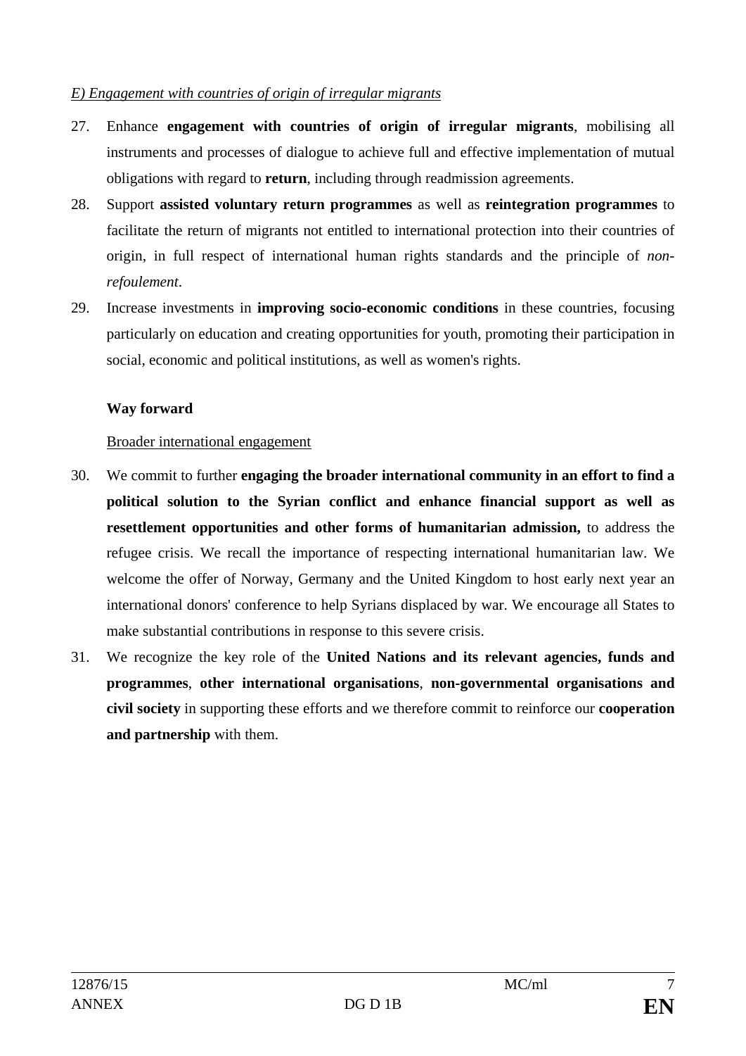*E) Engagement with countries of origin of irregular migrants*

27. Enhance **engagement with countries of origin of irregular migrants**, mobilising all instruments and processes of dialogue to achieve full and effective implementation of mutual obligations with regard to **return**, including through readmission agreements.
28. Support **assisted voluntary return programmes** as well as **reintegration programmes** to facilitate the return of migrants not entitled to international protection into their countries of origin, in full respect of international human rights standards and the principle of *non-refoulement*.
29. Increase investments in **improving socio-economic conditions** in these countries, focusing particularly on education and creating opportunities for youth, promoting their participation in social, economic and political institutions, as well as women's rights.

**Way forward**

Broader international engagement

30. We commit to further **engaging the broader international community in an effort to find a political solution to the Syrian conflict and enhance financial support as well as resettlement opportunities and other forms of humanitarian admission,** to address the refugee crisis. We recall the importance of respecting international humanitarian law. We welcome the offer of Norway, Germany and the United Kingdom to host early next year an international donors' conference to help Syrians displaced by war. We encourage all States to make substantial contributions in response to this severe crisis.
31. We recognize the key role of the **United Nations and its relevant agencies, funds and programmes**, **other international organisations**, **non-governmental organisations and civil society** in supporting these efforts and we therefore commit to reinforce our **cooperation and partnership** with them.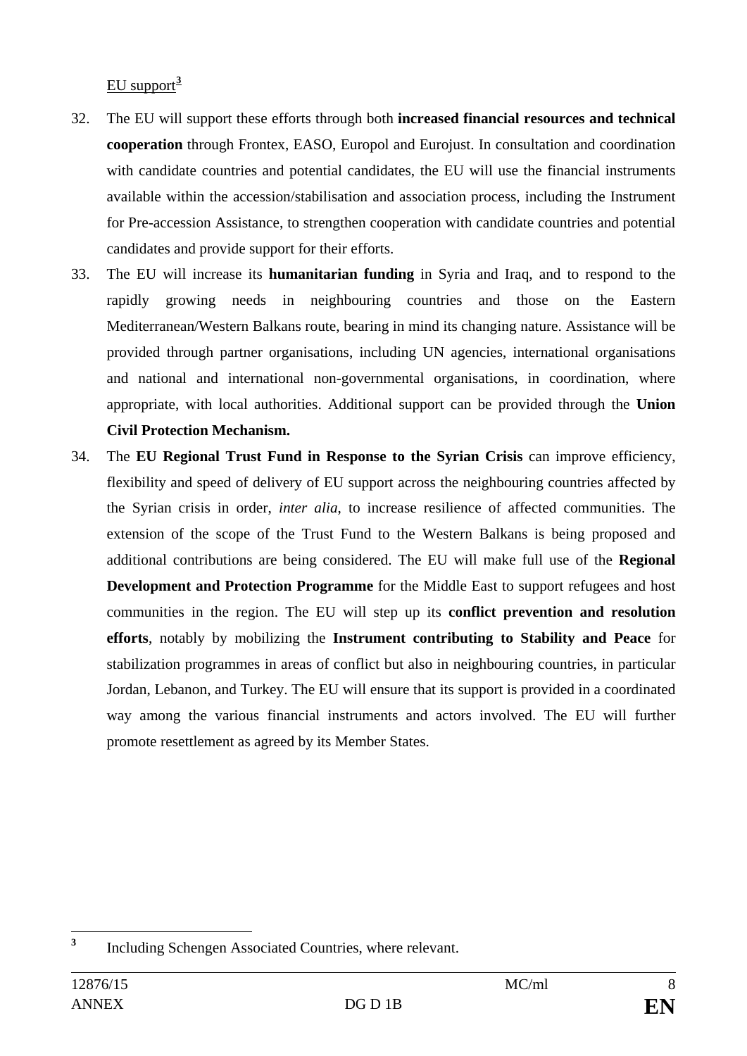<u>EU support</u>[3]

32. The EU will support these efforts through both **increased financial resources and technical cooperation** through Frontex, EASO, Europol and Eurojust. In consultation and coordination with candidate countries and potential candidates, the EU will use the financial instruments available within the accession/stabilisation and association process, including the Instrument for Pre-accession Assistance, to strengthen cooperation with candidate countries and potential candidates and provide support for their efforts.
33. The EU will increase its **humanitarian funding** in Syria and Iraq, and to respond to the rapidly growing needs in neighbouring countries and those on the Eastern Mediterranean/Western Balkans route, bearing in mind its changing nature. Assistance will be provided through partner organisations, including UN agencies, international organisations and national and international non-governmental organisations, in coordination, where appropriate, with local authorities. Additional support can be provided through the **Union Civil Protection Mechanism.**
34. The **EU Regional Trust Fund in Response to the Syrian Crisis** can improve efficiency, flexibility and speed of delivery of EU support across the neighbouring countries affected by the Syrian crisis in order, *inter alia,* to increase resilience of affected communities. The extension of the scope of the Trust Fund to the Western Balkans is being proposed and additional contributions are being considered. The EU will make full use of the **Regional Development and Protection Programme** for the Middle East to support refugees and host communities in the region. The EU will step up its **conflict prevention and resolution efforts**, notably by mobilizing the **Instrument contributing to Stability and Peace** for stabilization programmes in areas of conflict but also in neighbouring countries, in particular Jordan, Lebanon, and Turkey. The EU will ensure that its support is provided in a coordinated way among the various financial instruments and actors involved. The EU will further promote resettlement as agreed by its Member States.

[3] Including Schengen Associated Countries, where relevant.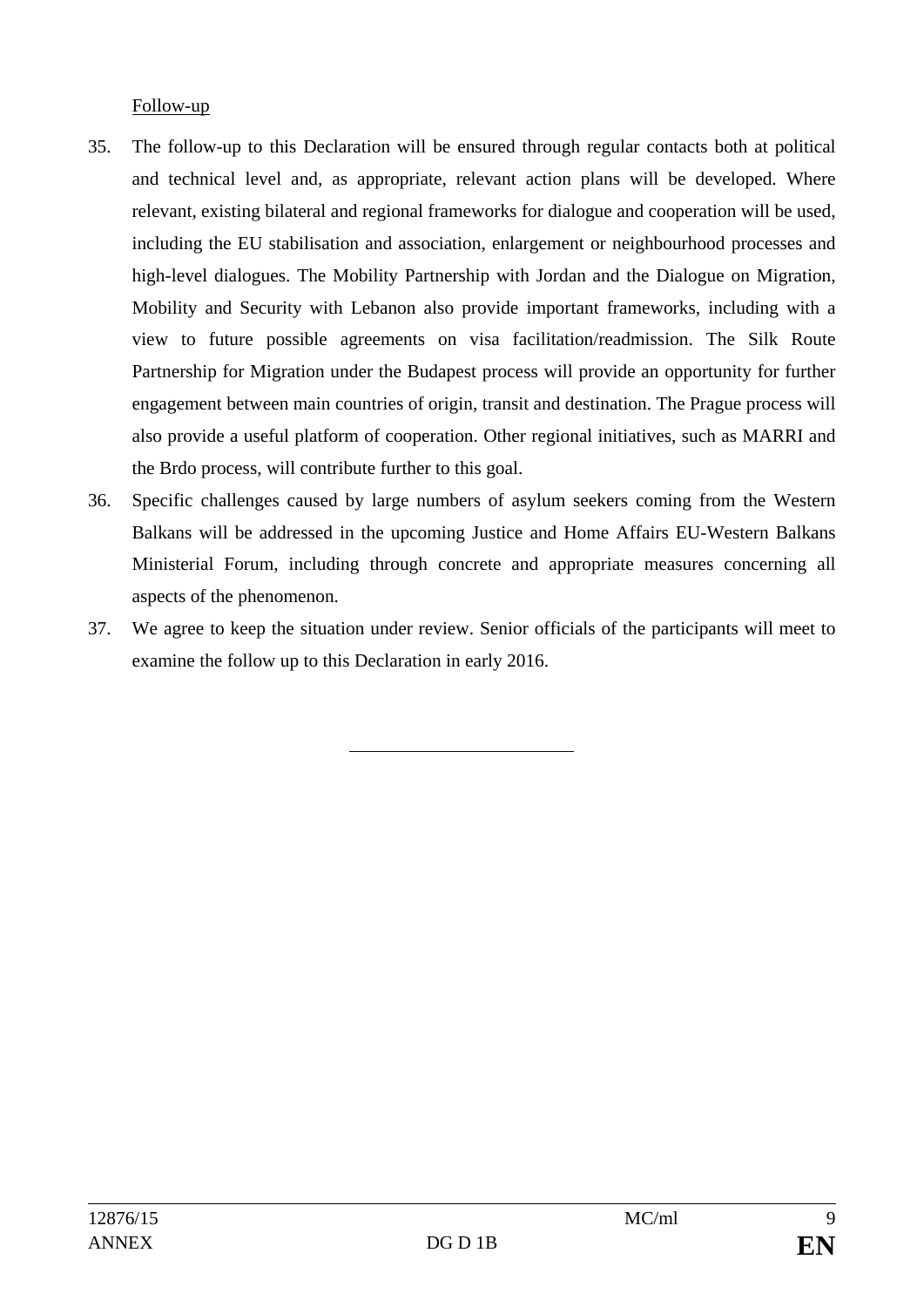Follow-up

35. The follow-up to this Declaration will be ensured through regular contacts both at political and technical level and, as appropriate, relevant action plans will be developed. Where relevant, existing bilateral and regional frameworks for dialogue and cooperation will be used, including the EU stabilisation and association, enlargement or neighbourhood processes and high-level dialogues. The Mobility Partnership with Jordan and the Dialogue on Migration, Mobility and Security with Lebanon also provide important frameworks, including with a view to future possible agreements on visa facilitation/readmission. The Silk Route Partnership for Migration under the Budapest process will provide an opportunity for further engagement between main countries of origin, transit and destination. The Prague process will also provide a useful platform of cooperation. Other regional initiatives, such as MARRI and the Brdo process, will contribute further to this goal.

36. Specific challenges caused by large numbers of asylum seekers coming from the Western Balkans will be addressed in the upcoming Justice and Home Affairs EU-Western Balkans Ministerial Forum, including through concrete and appropriate measures concerning all aspects of the phenomenon.

37. We agree to keep the situation under review. Senior officials of the participants will meet to examine the follow up to this Declaration in early 2016.